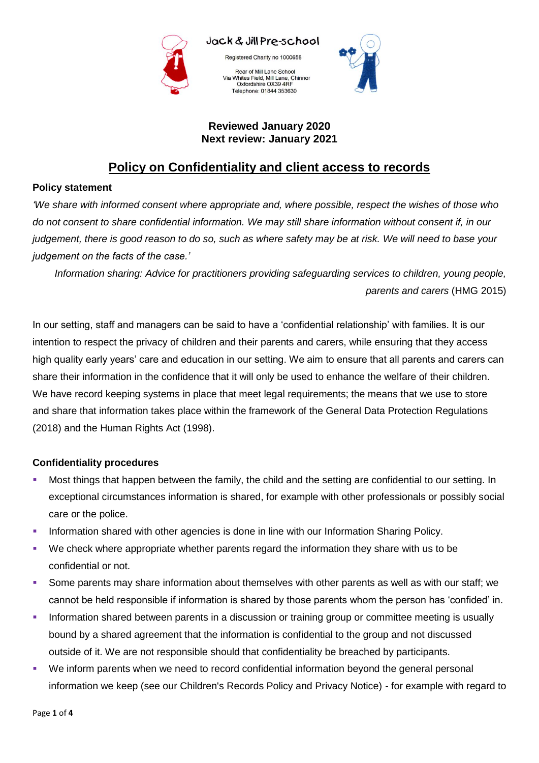Jack & Jill Pre-school

Registered Charity no 1000658

Rear of Mill Lane School
Via Whites Field, Mill Lane, Chinnor
Oxfordshire OX39 4RF
Telephone: 01844 353630

**Reviewed January 2020**
**Next review: January 2021**

# Policy on Confidentiality and client access to records

### Policy statement

*'We share with informed consent where appropriate and, where possible, respect the wishes of those who do not consent to share confidential information. We may still share information without consent if, in our judgement, there is good reason to do so, such as where safety may be at risk. We will need to base your judgement on the facts of the case.'*

*Information sharing: Advice for practitioners providing safeguarding services to children, young people, parents and carers* (HMG 2015)

In our setting, staff and managers can be said to have a 'confidential relationship' with families. It is our intention to respect the privacy of children and their parents and carers, while ensuring that they access high quality early years' care and education in our setting. We aim to ensure that all parents and carers can share their information in the confidence that it will only be used to enhance the welfare of their children. We have record keeping systems in place that meet legal requirements; the means that we use to store and share that information takes place within the framework of the General Data Protection Regulations (2018) and the Human Rights Act (1998).

### Confidentiality procedures

- Most things that happen between the family, the child and the setting are confidential to our setting. In exceptional circumstances information is shared, for example with other professionals or possibly social care or the police.
- Information shared with other agencies is done in line with our Information Sharing Policy.
- We check where appropriate whether parents regard the information they share with us to be confidential or not.
- Some parents may share information about themselves with other parents as well as with our staff; we cannot be held responsible if information is shared by those parents whom the person has 'confided' in.
- Information shared between parents in a discussion or training group or committee meeting is usually bound by a shared agreement that the information is confidential to the group and not discussed outside of it. We are not responsible should that confidentiality be breached by participants.
- We inform parents when we need to record confidential information beyond the general personal information we keep (see our Children's Records Policy and Privacy Notice) - for example with regard to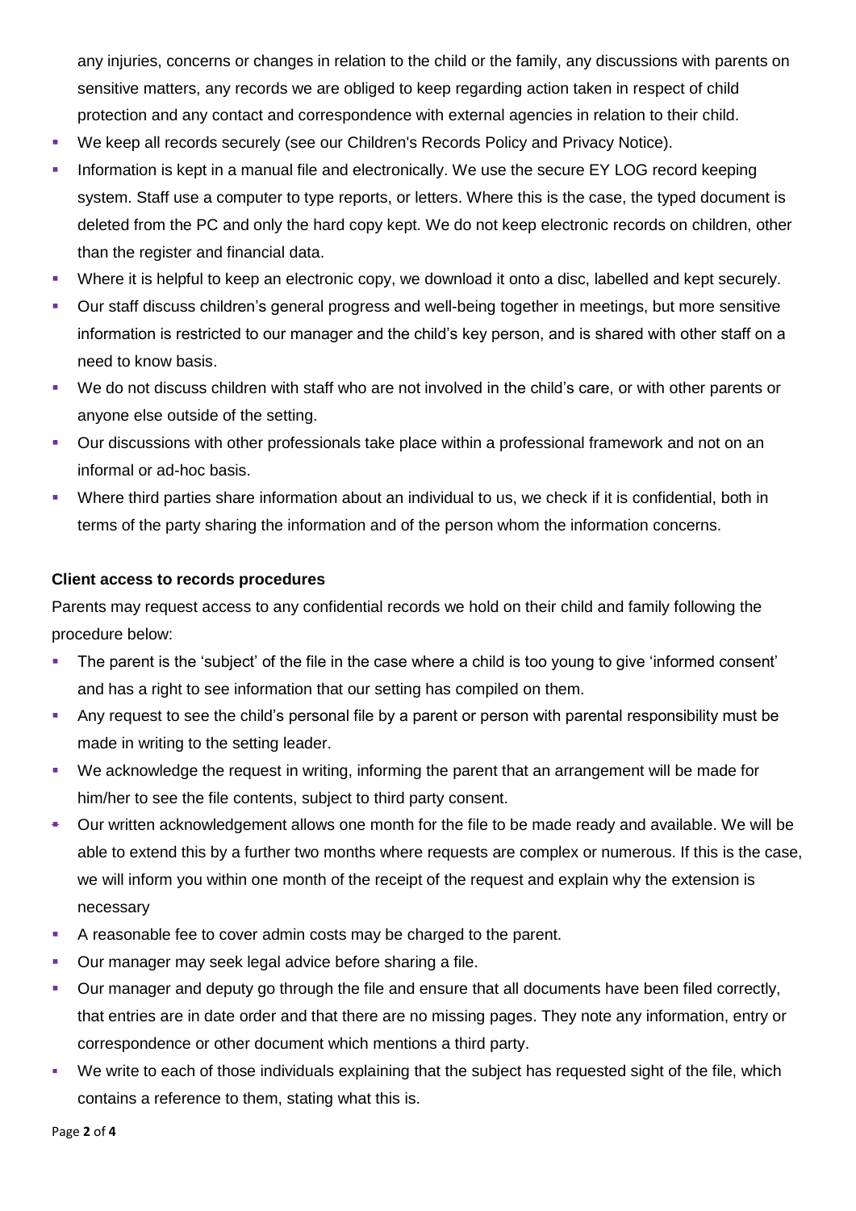any injuries, concerns or changes in relation to the child or the family, any discussions with parents on sensitive matters, any records we are obliged to keep regarding action taken in respect of child protection and any contact and correspondence with external agencies in relation to their child.

- We keep all records securely (see our Children's Records Policy and Privacy Notice).
- Information is kept in a manual file and electronically. We use the secure EY LOG record keeping system. Staff use a computer to type reports, or letters. Where this is the case, the typed document is deleted from the PC and only the hard copy kept. We do not keep electronic records on children, other than the register and financial data.
- Where it is helpful to keep an electronic copy, we download it onto a disc, labelled and kept securely.
- Our staff discuss children's general progress and well-being together in meetings, but more sensitive information is restricted to our manager and the child's key person, and is shared with other staff on a need to know basis.
- We do not discuss children with staff who are not involved in the child's care, or with other parents or anyone else outside of the setting.
- Our discussions with other professionals take place within a professional framework and not on an informal or ad-hoc basis.
- Where third parties share information about an individual to us, we check if it is confidential, both in terms of the party sharing the information and of the person whom the information concerns.

**Client access to records procedures**

Parents may request access to any confidential records we hold on their child and family following the procedure below:

- The parent is the 'subject' of the file in the case where a child is too young to give 'informed consent' and has a right to see information that our setting has compiled on them.
- Any request to see the child's personal file by a parent or person with parental responsibility must be made in writing to the setting leader.
- We acknowledge the request in writing, informing the parent that an arrangement will be made for him/her to see the file contents, subject to third party consent.
- Our written acknowledgement allows one month for the file to be made ready and available. We will be able to extend this by a further two months where requests are complex or numerous. If this is the case, we will inform you within one month of the receipt of the request and explain why the extension is necessary
- A reasonable fee to cover admin costs may be charged to the parent.
- Our manager may seek legal advice before sharing a file.
- Our manager and deputy go through the file and ensure that all documents have been filed correctly, that entries are in date order and that there are no missing pages. They note any information, entry or correspondence or other document which mentions a third party.
- We write to each of those individuals explaining that the subject has requested sight of the file, which contains a reference to them, stating what this is.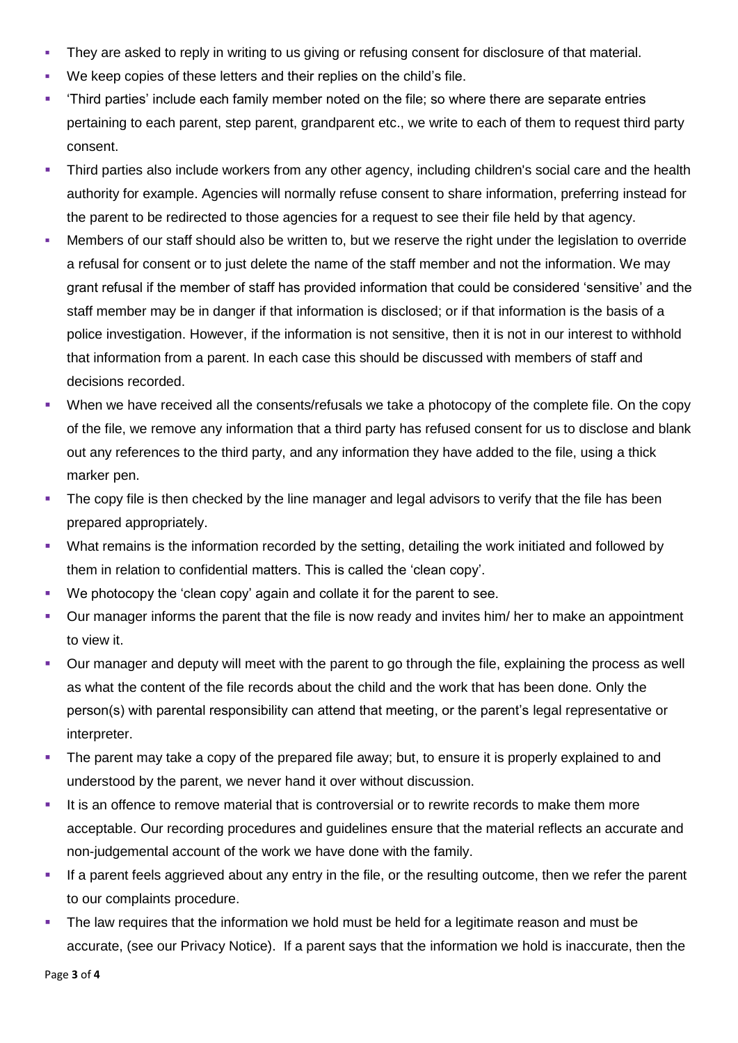- They are asked to reply in writing to us giving or refusing consent for disclosure of that material.
- We keep copies of these letters and their replies on the child's file.
- 'Third parties' include each family member noted on the file; so where there are separate entries pertaining to each parent, step parent, grandparent etc., we write to each of them to request third party consent.
- Third parties also include workers from any other agency, including children's social care and the health authority for example. Agencies will normally refuse consent to share information, preferring instead for the parent to be redirected to those agencies for a request to see their file held by that agency.
- Members of our staff should also be written to, but we reserve the right under the legislation to override a refusal for consent or to just delete the name of the staff member and not the information. We may grant refusal if the member of staff has provided information that could be considered 'sensitive' and the staff member may be in danger if that information is disclosed; or if that information is the basis of a police investigation. However, if the information is not sensitive, then it is not in our interest to withhold that information from a parent. In each case this should be discussed with members of staff and decisions recorded.
- When we have received all the consents/refusals we take a photocopy of the complete file. On the copy of the file, we remove any information that a third party has refused consent for us to disclose and blank out any references to the third party, and any information they have added to the file, using a thick marker pen.
- The copy file is then checked by the line manager and legal advisors to verify that the file has been prepared appropriately.
- What remains is the information recorded by the setting, detailing the work initiated and followed by them in relation to confidential matters. This is called the 'clean copy'.
- We photocopy the 'clean copy' again and collate it for the parent to see.
- Our manager informs the parent that the file is now ready and invites him/ her to make an appointment to view it.
- Our manager and deputy will meet with the parent to go through the file, explaining the process as well as what the content of the file records about the child and the work that has been done. Only the person(s) with parental responsibility can attend that meeting, or the parent's legal representative or interpreter.
- The parent may take a copy of the prepared file away; but, to ensure it is properly explained to and understood by the parent, we never hand it over without discussion.
- It is an offence to remove material that is controversial or to rewrite records to make them more acceptable. Our recording procedures and guidelines ensure that the material reflects an accurate and non-judgemental account of the work we have done with the family.
- If a parent feels aggrieved about any entry in the file, or the resulting outcome, then we refer the parent to our complaints procedure.
- The law requires that the information we hold must be held for a legitimate reason and must be accurate, (see our Privacy Notice). If a parent says that the information we hold is inaccurate, then the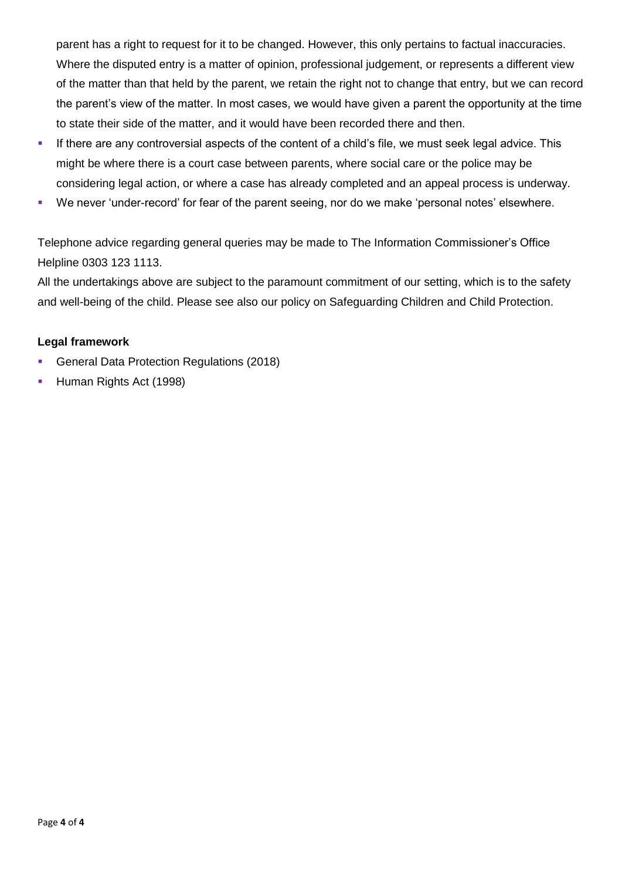parent has a right to request for it to be changed. However, this only pertains to factual inaccuracies. Where the disputed entry is a matter of opinion, professional judgement, or represents a different view of the matter than that held by the parent, we retain the right not to change that entry, but we can record the parent's view of the matter. In most cases, we would have given a parent the opportunity at the time to state their side of the matter, and it would have been recorded there and then.

- If there are any controversial aspects of the content of a child's file, we must seek legal advice. This might be where there is a court case between parents, where social care or the police may be considering legal action, or where a case has already completed and an appeal process is underway.
- We never 'under-record' for fear of the parent seeing, nor do we make 'personal notes' elsewhere.

Telephone advice regarding general queries may be made to The Information Commissioner's Office Helpline 0303 123 1113.

All the undertakings above are subject to the paramount commitment of our setting, which is to the safety and well-being of the child. Please see also our policy on Safeguarding Children and Child Protection.

**Legal framework**

- General Data Protection Regulations (2018)
- Human Rights Act (1998)